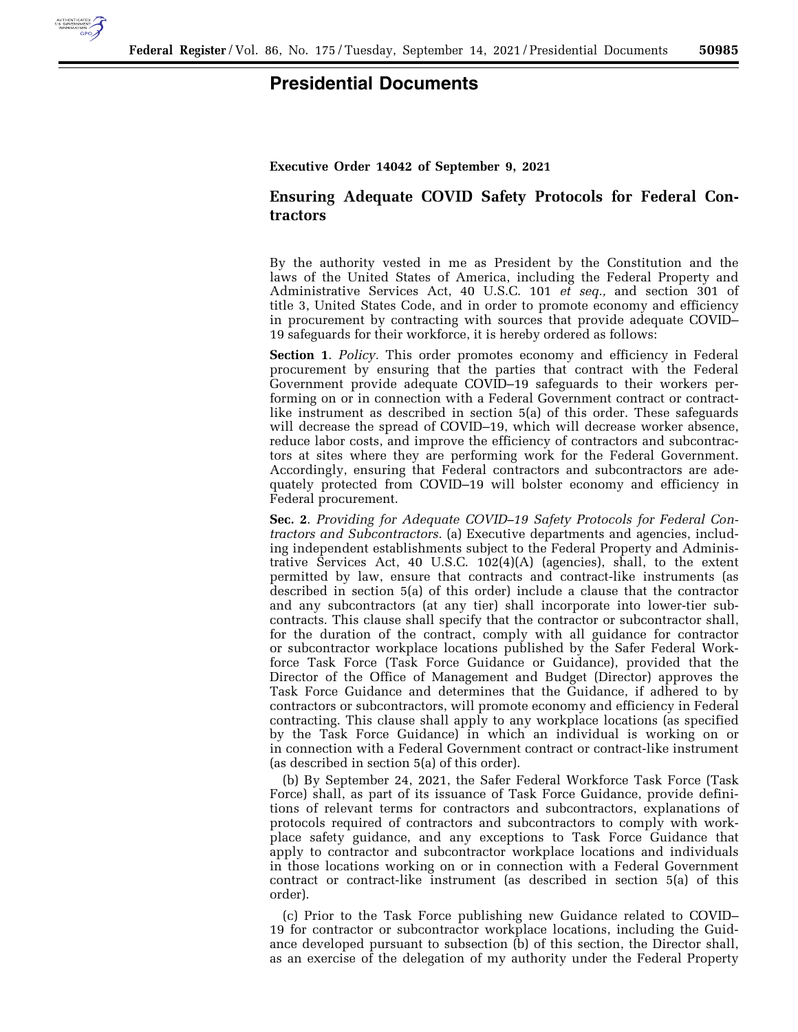# Presidential Documents

**Executive Order 14042 of September 9, 2021**

## Ensuring Adequate COVID Safety Protocols for Federal Contractors

By the authority vested in me as President by the Constitution and the laws of the United States of America, including the Federal Property and Administrative Services Act, 40 U.S.C. 101 *et seq.,* and section 301 of title 3, United States Code, and in order to promote economy and efficiency in procurement by contracting with sources that provide adequate COVID–19 safeguards for their workforce, it is hereby ordered as follows:

**Section 1**. *Policy.* This order promotes economy and efficiency in Federal procurement by ensuring that the parties that contract with the Federal Government provide adequate COVID–19 safeguards to their workers performing on or in connection with a Federal Government contract or contract-like instrument as described in section 5(a) of this order. These safeguards will decrease the spread of COVID–19, which will decrease worker absence, reduce labor costs, and improve the efficiency of contractors and subcontractors at sites where they are performing work for the Federal Government. Accordingly, ensuring that Federal contractors and subcontractors are adequately protected from COVID–19 will bolster economy and efficiency in Federal procurement.

**Sec. 2**. *Providing for Adequate COVID–19 Safety Protocols for Federal Contractors and Subcontractors.* (a) Executive departments and agencies, including independent establishments subject to the Federal Property and Administrative Services Act, 40 U.S.C. 102(4)(A) (agencies), shall, to the extent permitted by law, ensure that contracts and contract-like instruments (as described in section 5(a) of this order) include a clause that the contractor and any subcontractors (at any tier) shall incorporate into lower-tier subcontracts. This clause shall specify that the contractor or subcontractor shall, for the duration of the contract, comply with all guidance for contractor or subcontractor workplace locations published by the Safer Federal Workforce Task Force (Task Force Guidance or Guidance), provided that the Director of the Office of Management and Budget (Director) approves the Task Force Guidance and determines that the Guidance, if adhered to by contractors or subcontractors, will promote economy and efficiency in Federal contracting. This clause shall apply to any workplace locations (as specified by the Task Force Guidance) in which an individual is working on or in connection with a Federal Government contract or contract-like instrument (as described in section 5(a) of this order).

(b) By September 24, 2021, the Safer Federal Workforce Task Force (Task Force) shall, as part of its issuance of Task Force Guidance, provide definitions of relevant terms for contractors and subcontractors, explanations of protocols required of contractors and subcontractors to comply with workplace safety guidance, and any exceptions to Task Force Guidance that apply to contractor and subcontractor workplace locations and individuals in those locations working on or in connection with a Federal Government contract or contract-like instrument (as described in section 5(a) of this order).

(c) Prior to the Task Force publishing new Guidance related to COVID–19 for contractor or subcontractor workplace locations, including the Guidance developed pursuant to subsection (b) of this section, the Director shall, as an exercise of the delegation of my authority under the Federal Property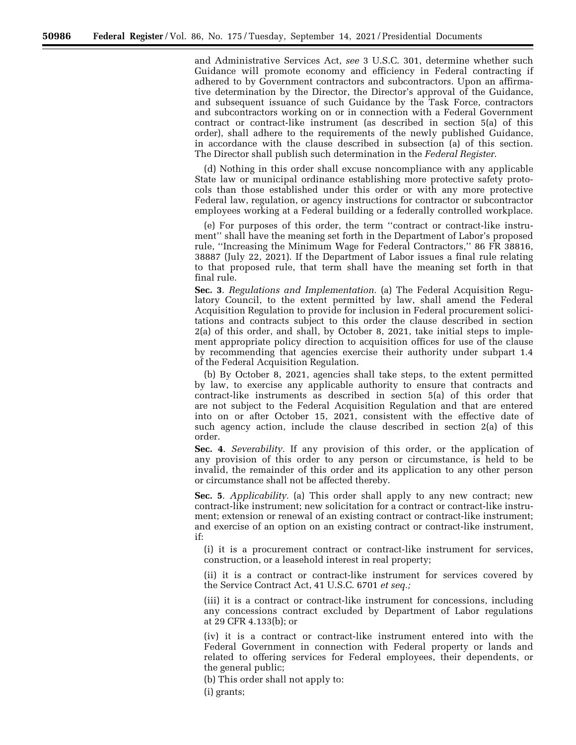and Administrative Services Act, *see* 3 U.S.C. 301, determine whether such Guidance will promote economy and efficiency in Federal contracting if adhered to by Government contractors and subcontractors. Upon an affirmative determination by the Director, the Director's approval of the Guidance, and subsequent issuance of such Guidance by the Task Force, contractors and subcontractors working on or in connection with a Federal Government contract or contract-like instrument (as described in section 5(a) of this order), shall adhere to the requirements of the newly published Guidance, in accordance with the clause described in subsection (a) of this section. The Director shall publish such determination in the *Federal Register*.

(d) Nothing in this order shall excuse noncompliance with any applicable State law or municipal ordinance establishing more protective safety protocols than those established under this order or with any more protective Federal law, regulation, or agency instructions for contractor or subcontractor employees working at a Federal building or a federally controlled workplace.

(e) For purposes of this order, the term ''contract or contract-like instrument'' shall have the meaning set forth in the Department of Labor's proposed rule, ''Increasing the Minimum Wage for Federal Contractors,'' 86 FR 38816, 38887 (July 22, 2021). If the Department of Labor issues a final rule relating to that proposed rule, that term shall have the meaning set forth in that final rule.

**Sec. 3**. *Regulations and Implementation*. (a) The Federal Acquisition Regulatory Council, to the extent permitted by law, shall amend the Federal Acquisition Regulation to provide for inclusion in Federal procurement solicitations and contracts subject to this order the clause described in section 2(a) of this order, and shall, by October 8, 2021, take initial steps to implement appropriate policy direction to acquisition offices for use of the clause by recommending that agencies exercise their authority under subpart 1.4 of the Federal Acquisition Regulation.

(b) By October 8, 2021, agencies shall take steps, to the extent permitted by law, to exercise any applicable authority to ensure that contracts and contract-like instruments as described in section 5(a) of this order that are not subject to the Federal Acquisition Regulation and that are entered into on or after October 15, 2021, consistent with the effective date of such agency action, include the clause described in section 2(a) of this order.

**Sec. 4**. *Severability*. If any provision of this order, or the application of any provision of this order to any person or circumstance, is held to be invalid, the remainder of this order and its application to any other person or circumstance shall not be affected thereby.

**Sec. 5**. *Applicability*. (a) This order shall apply to any new contract; new contract-like instrument; new solicitation for a contract or contract-like instrument; extension or renewal of an existing contract or contract-like instrument; and exercise of an option on an existing contract or contract-like instrument, if:

(i) it is a procurement contract or contract-like instrument for services, construction, or a leasehold interest in real property;

(ii) it is a contract or contract-like instrument for services covered by the Service Contract Act, 41 U.S.C. 6701 *et seq.;*

(iii) it is a contract or contract-like instrument for concessions, including any concessions contract excluded by Department of Labor regulations at 29 CFR 4.133(b); or

(iv) it is a contract or contract-like instrument entered into with the Federal Government in connection with Federal property or lands and related to offering services for Federal employees, their dependents, or the general public;

(b) This order shall not apply to:

(i) grants;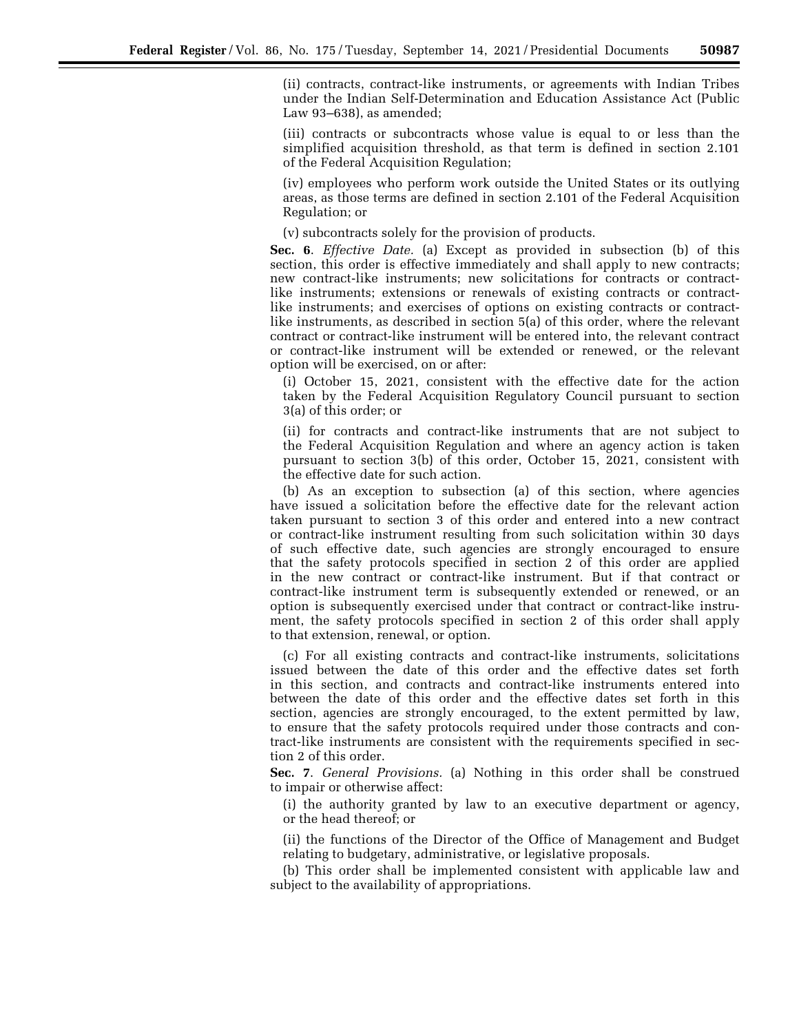(ii) contracts, contract-like instruments, or agreements with Indian Tribes under the Indian Self-Determination and Education Assistance Act (Public Law 93–638), as amended;

(iii) contracts or subcontracts whose value is equal to or less than the simplified acquisition threshold, as that term is defined in section 2.101 of the Federal Acquisition Regulation;

(iv) employees who perform work outside the United States or its outlying areas, as those terms are defined in section 2.101 of the Federal Acquisition Regulation; or

(v) subcontracts solely for the provision of products.

**Sec. 6**. *Effective Date.* (a) Except as provided in subsection (b) of this section, this order is effective immediately and shall apply to new contracts; new contract-like instruments; new solicitations for contracts or contract-like instruments; extensions or renewals of existing contracts or contract-like instruments; and exercises of options on existing contracts or contract-like instruments, as described in section 5(a) of this order, where the relevant contract or contract-like instrument will be entered into, the relevant contract or contract-like instrument will be extended or renewed, or the relevant option will be exercised, on or after:

(i) October 15, 2021, consistent with the effective date for the action taken by the Federal Acquisition Regulatory Council pursuant to section 3(a) of this order; or

(ii) for contracts and contract-like instruments that are not subject to the Federal Acquisition Regulation and where an agency action is taken pursuant to section 3(b) of this order, October 15, 2021, consistent with the effective date for such action.

(b) As an exception to subsection (a) of this section, where agencies have issued a solicitation before the effective date for the relevant action taken pursuant to section 3 of this order and entered into a new contract or contract-like instrument resulting from such solicitation within 30 days of such effective date, such agencies are strongly encouraged to ensure that the safety protocols specified in section 2 of this order are applied in the new contract or contract-like instrument. But if that contract or contract-like instrument term is subsequently extended or renewed, or an option is subsequently exercised under that contract or contract-like instrument, the safety protocols specified in section 2 of this order shall apply to that extension, renewal, or option.

(c) For all existing contracts and contract-like instruments, solicitations issued between the date of this order and the effective dates set forth in this section, and contracts and contract-like instruments entered into between the date of this order and the effective dates set forth in this section, agencies are strongly encouraged, to the extent permitted by law, to ensure that the safety protocols required under those contracts and contract-like instruments are consistent with the requirements specified in section 2 of this order.

**Sec. 7**. *General Provisions.* (a) Nothing in this order shall be construed to impair or otherwise affect:

(i) the authority granted by law to an executive department or agency, or the head thereof; or

(ii) the functions of the Director of the Office of Management and Budget relating to budgetary, administrative, or legislative proposals.

(b) This order shall be implemented consistent with applicable law and subject to the availability of appropriations.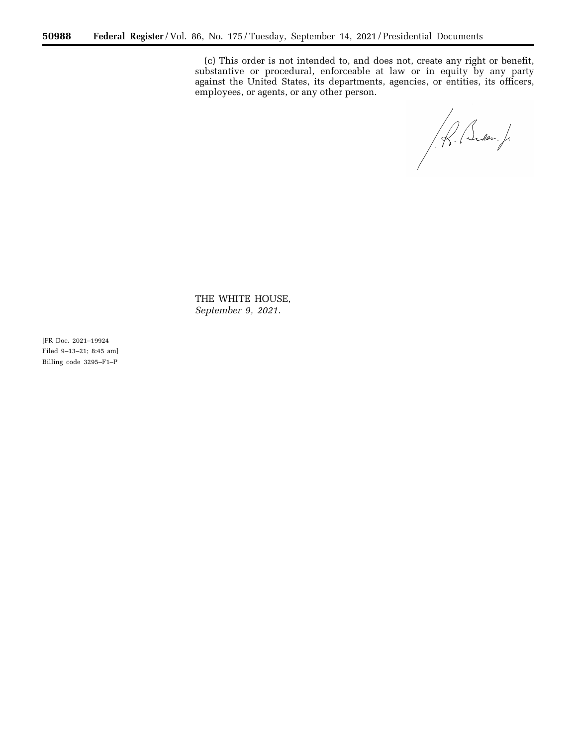(c) This order is not intended to, and does not, create any right or benefit, substantive or procedural, enforceable at law or in equity by any party against the United States, its departments, agencies, or entities, its officers, employees, or agents, or any other person.

THE WHITE HOUSE,
*September 9, 2021.*

[FR Doc. 2021–19924
Filed 9–13–21; 8:45 am]
Billing code 3295–F1–P